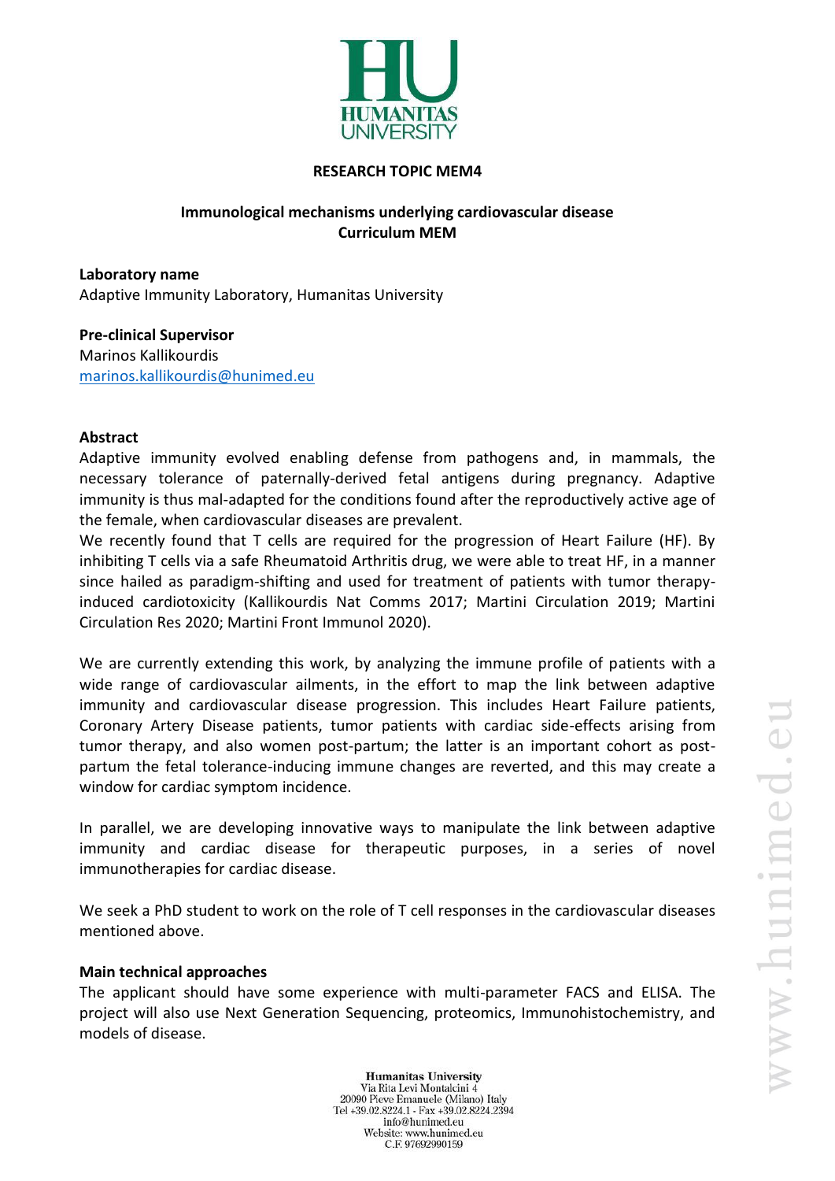**RESEARCH TOPIC MEM4**

**Immunological mechanisms underlying cardiovascular disease**
**Curriculum MEM**

**Laboratory name**
Adaptive Immunity Laboratory, Humanitas University

**Pre-clinical Supervisor**
Marinos Kallikourdis
marinos.kallikourdis@hunimed.eu

**Abstract**
Adaptive immunity evolved enabling defense from pathogens and, in mammals, the necessary tolerance of paternally-derived fetal antigens during pregnancy. Adaptive immunity is thus mal-adapted for the conditions found after the reproductively active age of the female, when cardiovascular diseases are prevalent.
We recently found that T cells are required for the progression of Heart Failure (HF). By inhibiting T cells via a safe Rheumatoid Arthritis drug, we were able to treat HF, in a manner since hailed as paradigm-shifting and used for treatment of patients with tumor therapy-induced cardiotoxicity (Kallikourdis Nat Comms 2017; Martini Circulation 2019; Martini Circulation Res 2020; Martini Front Immunol 2020).

We are currently extending this work, by analyzing the immune profile of patients with a wide range of cardiovascular ailments, in the effort to map the link between adaptive immunity and cardiovascular disease progression. This includes Heart Failure patients, Coronary Artery Disease patients, tumor patients with cardiac side-effects arising from tumor therapy, and also women post-partum; the latter is an important cohort as post-partum the fetal tolerance-inducing immune changes are reverted, and this may create a window for cardiac symptom incidence.

In parallel, we are developing innovative ways to manipulate the link between adaptive immunity and cardiac disease for therapeutic purposes, in a series of novel immunotherapies for cardiac disease.

We seek a PhD student to work on the role of T cell responses in the cardiovascular diseases mentioned above.

**Main technical approaches**
The applicant should have some experience with multi-parameter FACS and ELISA. The project will also use Next Generation Sequencing, proteomics, Immunohistochemistry, and models of disease.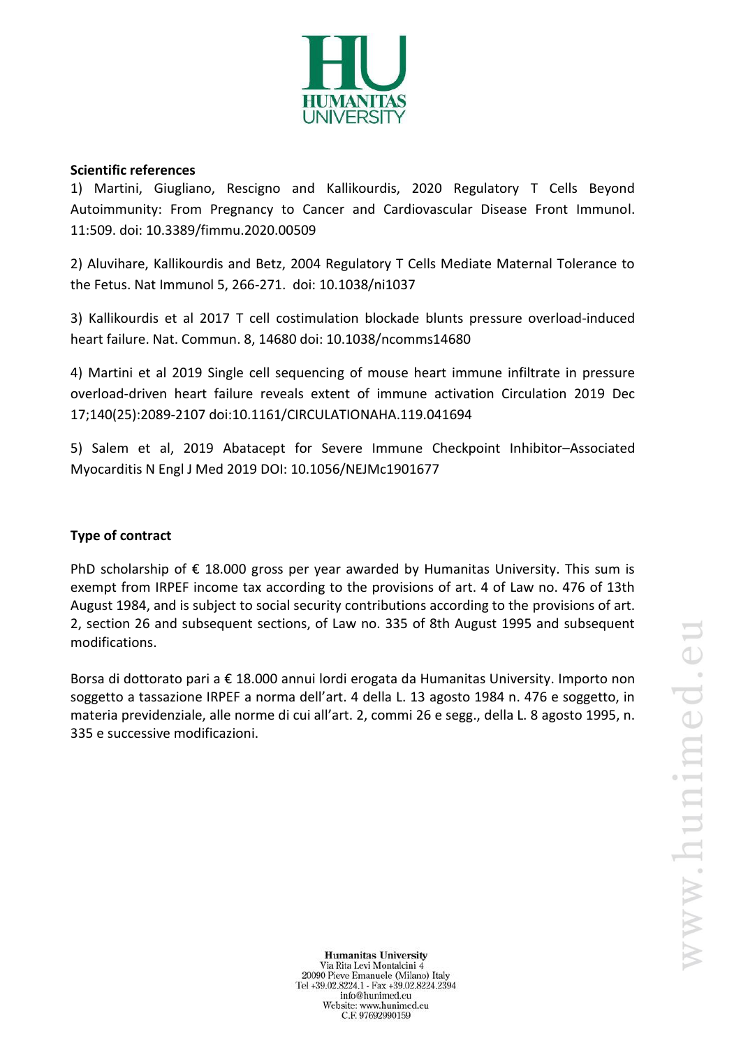**Scientific references**

1) Martini, Giugliano, Rescigno and Kallikourdis, 2020 Regulatory T Cells Beyond Autoimmunity: From Pregnancy to Cancer and Cardiovascular Disease Front Immunol. 11:509. doi: 10.3389/fimmu.2020.00509

2) Aluvihare, Kallikourdis and Betz, 2004 Regulatory T Cells Mediate Maternal Tolerance to the Fetus. Nat Immunol 5, 266-271. doi: 10.1038/ni1037

3) Kallikourdis et al 2017 T cell costimulation blockade blunts pressure overload-induced heart failure. Nat. Commun. 8, 14680 doi: 10.1038/ncomms14680

4) Martini et al 2019 Single cell sequencing of mouse heart immune infiltrate in pressure overload-driven heart failure reveals extent of immune activation Circulation 2019 Dec 17;140(25):2089-2107 doi:10.1161/CIRCULATIONAHA.119.041694

5) Salem et al, 2019 Abatacept for Severe Immune Checkpoint Inhibitor–Associated Myocarditis N Engl J Med 2019 DOI: 10.1056/NEJMc1901677

**Type of contract**

PhD scholarship of € 18.000 gross per year awarded by Humanitas University. This sum is exempt from IRPEF income tax according to the provisions of art. 4 of Law no. 476 of 13th August 1984, and is subject to social security contributions according to the provisions of art. 2, section 26 and subsequent sections, of Law no. 335 of 8th August 1995 and subsequent modifications.

Borsa di dottorato pari a € 18.000 annui lordi erogata da Humanitas University. Importo non soggetto a tassazione IRPEF a norma dell'art. 4 della L. 13 agosto 1984 n. 476 e soggetto, in materia previdenziale, alle norme di cui all'art. 2, commi 26 e segg., della L. 8 agosto 1995, n. 335 e successive modificazioni.